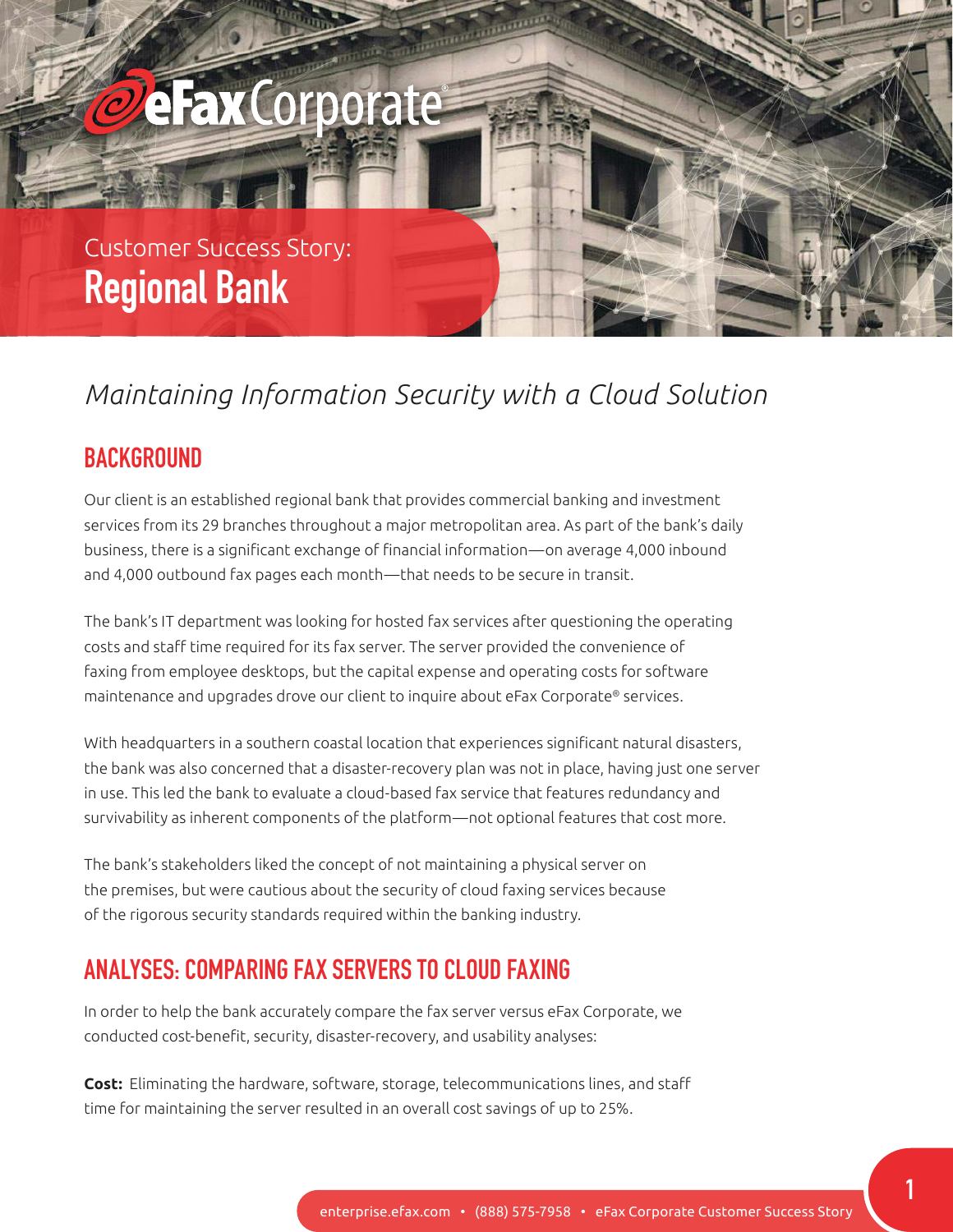eFax Corporate®

Customer Success Story:

# Regional Bank

*Maintaining Information Security with a Cloud Solution*

## BACKGROUND

Our client is an established regional bank that provides commercial banking and investment services from its 29 branches throughout a major metropolitan area. As part of the bank's daily business, there is a significant exchange of financial information—on average 4,000 inbound and 4,000 outbound fax pages each month—that needs to be secure in transit.

The bank's IT department was looking for hosted fax services after questioning the operating costs and staff time required for its fax server. The server provided the convenience of faxing from employee desktops, but the capital expense and operating costs for software maintenance and upgrades drove our client to inquire about eFax Corporate® services.

With headquarters in a southern coastal location that experiences significant natural disasters, the bank was also concerned that a disaster-recovery plan was not in place, having just one server in use. This led the bank to evaluate a cloud-based fax service that features redundancy and survivability as inherent components of the platform—not optional features that cost more.

The bank's stakeholders liked the concept of not maintaining a physical server on the premises, but were cautious about the security of cloud faxing services because of the rigorous security standards required within the banking industry.

## ANALYSES: COMPARING FAX SERVERS TO CLOUD FAXING

In order to help the bank accurately compare the fax server versus eFax Corporate, we conducted cost-benefit, security, disaster-recovery, and usability analyses:

**Cost:** Eliminating the hardware, software, storage, telecommunications lines, and staff time for maintaining the server resulted in an overall cost savings of up to 25%.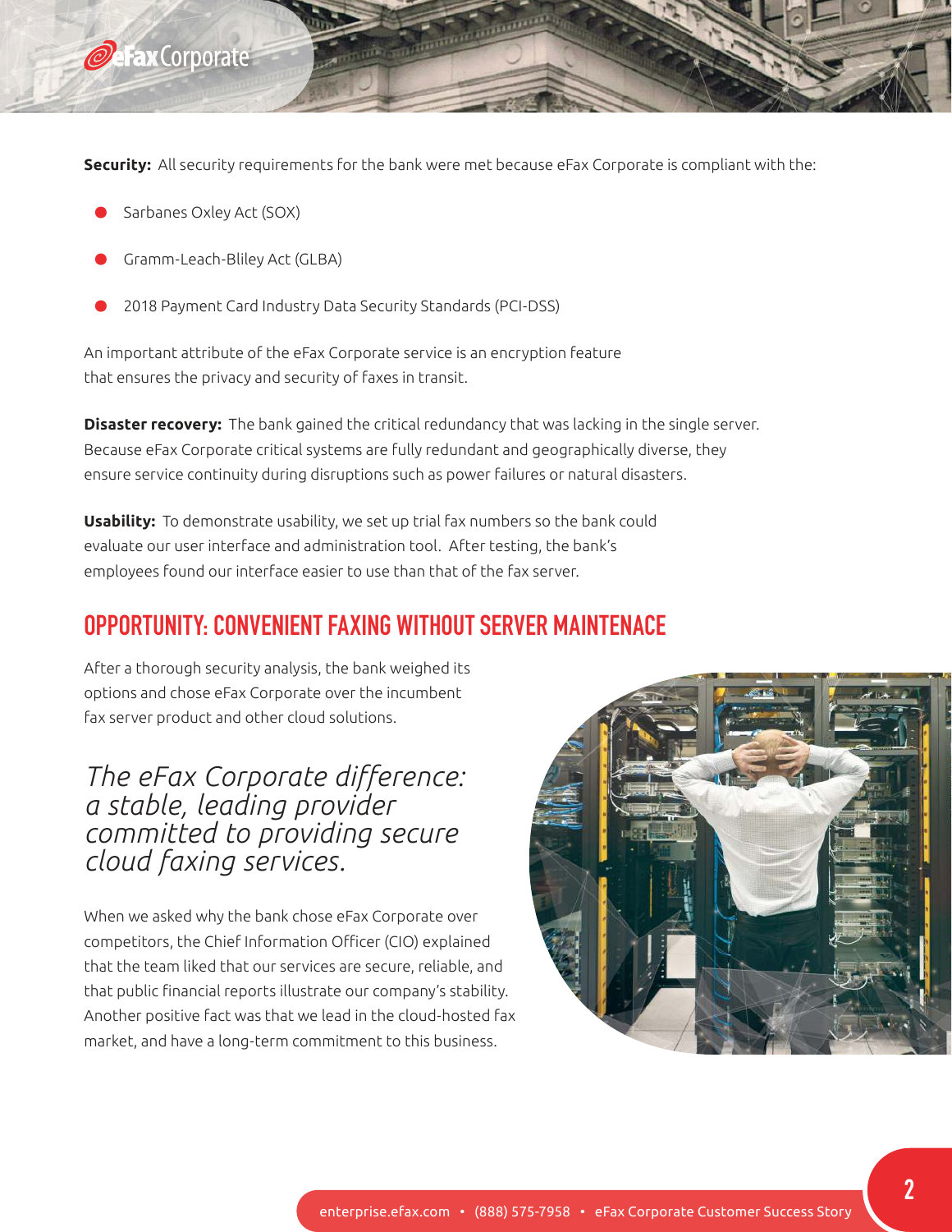**Security:** All security requirements for the bank were met because eFax Corporate is compliant with the:

- Sarbanes Oxley Act (SOX)
- Gramm-Leach-Bliley Act (GLBA)
- 2018 Payment Card Industry Data Security Standards (PCI-DSS)

An important attribute of the eFax Corporate service is an encryption feature that ensures the privacy and security of faxes in transit.

**Disaster recovery:** The bank gained the critical redundancy that was lacking in the single server. Because eFax Corporate critical systems are fully redundant and geographically diverse, they ensure service continuity during disruptions such as power failures or natural disasters.

**Usability:** To demonstrate usability, we set up trial fax numbers so the bank could evaluate our user interface and administration tool. After testing, the bank's employees found our interface easier to use than that of the fax server.

## OPPORTUNITY: CONVENIENT FAXING WITHOUT SERVER MAINTENACE

After a thorough security analysis, the bank weighed its options and chose eFax Corporate over the incumbent fax server product and other cloud solutions.

*The eFax Corporate difference: a stable, leading provider committed to providing secure cloud faxing services.*

When we asked why the bank chose eFax Corporate over competitors, the Chief Information Officer (CIO) explained that the team liked that our services are secure, reliable, and that public financial reports illustrate our company's stability. Another positive fact was that we lead in the cloud-hosted fax market, and have a long-term commitment to this business.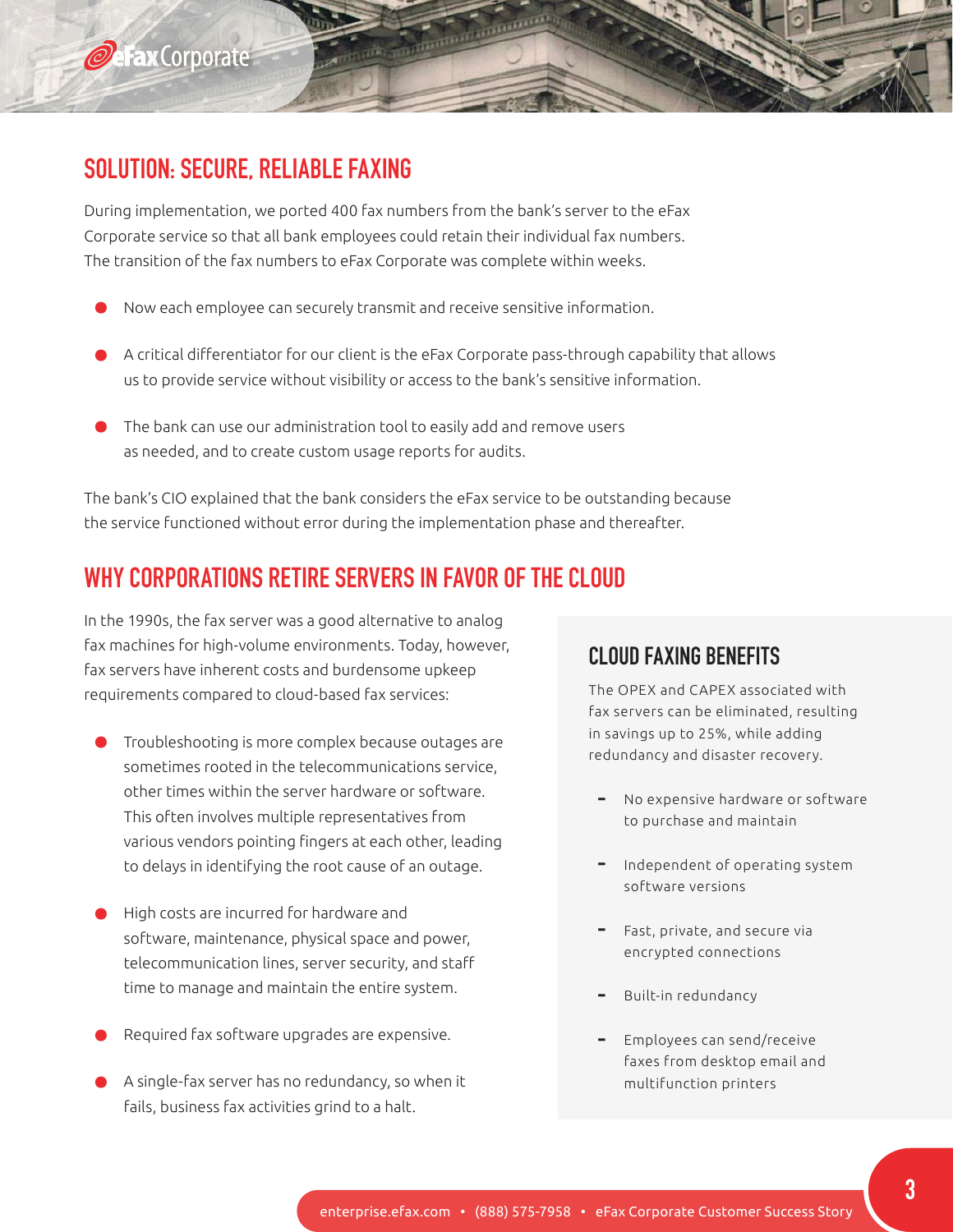## SOLUTION: SECURE, RELIABLE FAXING

During implementation, we ported 400 fax numbers from the bank's server to the eFax Corporate service so that all bank employees could retain their individual fax numbers. The transition of the fax numbers to eFax Corporate was complete within weeks.

- Now each employee can securely transmit and receive sensitive information.
- A critical differentiator for our client is the eFax Corporate pass-through capability that allows us to provide service without visibility or access to the bank's sensitive information.
- The bank can use our administration tool to easily add and remove users as needed, and to create custom usage reports for audits.

The bank's CIO explained that the bank considers the eFax service to be outstanding because the service functioned without error during the implementation phase and thereafter.

## WHY CORPORATIONS RETIRE SERVERS IN FAVOR OF THE CLOUD

In the 1990s, the fax server was a good alternative to analog fax machines for high-volume environments. Today, however, fax servers have inherent costs and burdensome upkeep requirements compared to cloud-based fax services:

- Troubleshooting is more complex because outages are sometimes rooted in the telecommunications service, other times within the server hardware or software. This often involves multiple representatives from various vendors pointing fingers at each other, leading to delays in identifying the root cause of an outage.
- High costs are incurred for hardware and software, maintenance, physical space and power, telecommunication lines, server security, and staff time to manage and maintain the entire system.
- Required fax software upgrades are expensive.
- A single-fax server has no redundancy, so when it fails, business fax activities grind to a halt.

### CLOUD FAXING BENEFITS

The OPEX and CAPEX associated with fax servers can be eliminated, resulting in savings up to 25%, while adding redundancy and disaster recovery.

- No expensive hardware or software to purchase and maintain
- Independent of operating system software versions
- Fast, private, and secure via encrypted connections
- Built-in redundancy
- Employees can send/receive faxes from desktop email and multifunction printers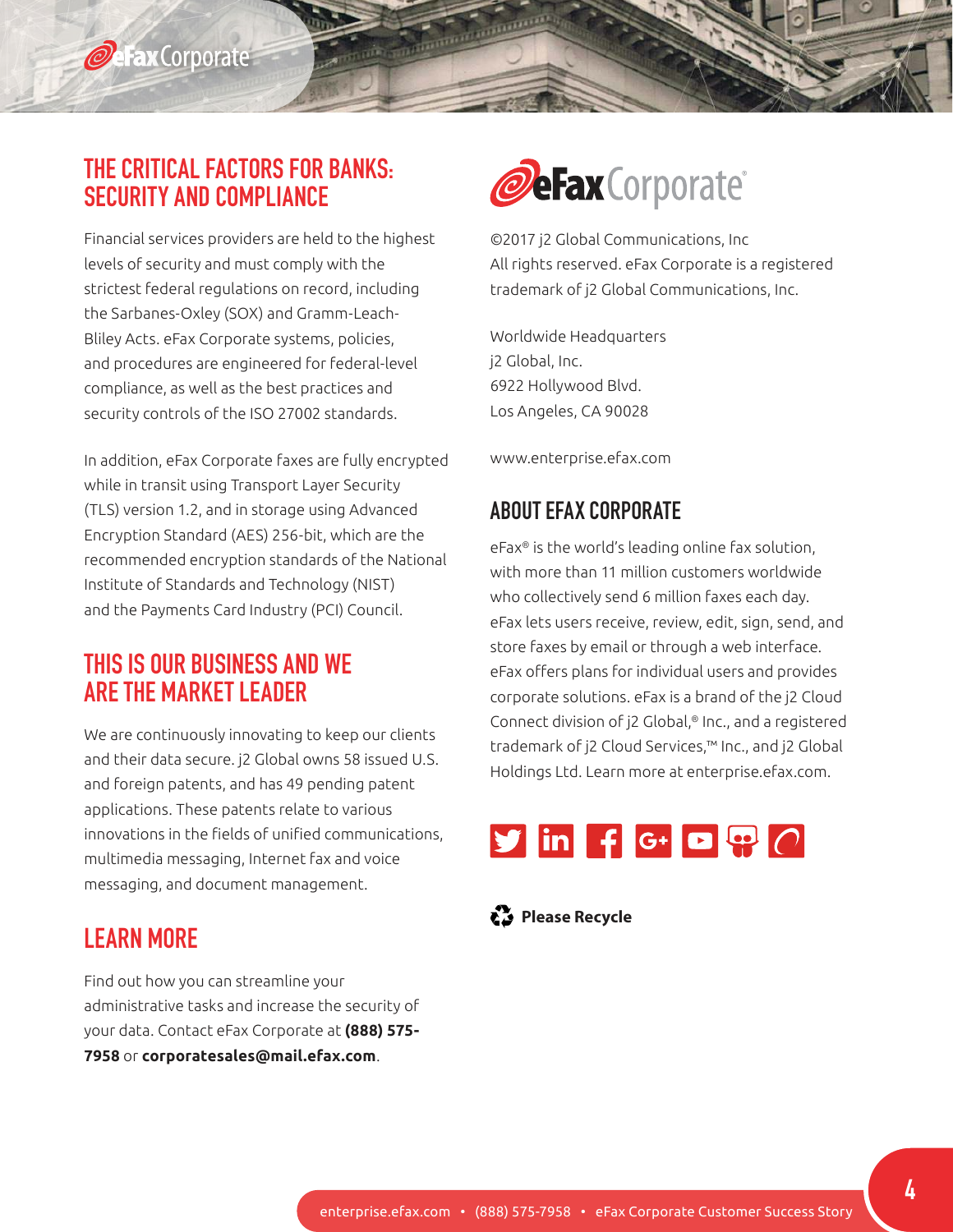## THE CRITICAL FACTORS FOR BANKS: SECURITY AND COMPLIANCE

Financial services providers are held to the highest levels of security and must comply with the strictest federal regulations on record, including the Sarbanes-Oxley (SOX) and Gramm-Leach-Bliley Acts. eFax Corporate systems, policies, and procedures are engineered for federal-level compliance, as well as the best practices and security controls of the ISO 27002 standards.

In addition, eFax Corporate faxes are fully encrypted while in transit using Transport Layer Security (TLS) version 1.2, and in storage using Advanced Encryption Standard (AES) 256-bit, which are the recommended encryption standards of the National Institute of Standards and Technology (NIST) and the Payments Card Industry (PCI) Council.

## THIS IS OUR BUSINESS AND WE ARE THE MARKET LEADER

We are continuously innovating to keep our clients and their data secure. j2 Global owns 58 issued U.S. and foreign patents, and has 49 pending patent applications. These patents relate to various innovations in the fields of unified communications, multimedia messaging, Internet fax and voice messaging, and document management.

## LEARN MORE

Find out how you can streamline your administrative tasks and increase the security of your data. Contact eFax Corporate at **(888) 575-7958** or **corporatesales@mail.efax.com**.

eFax Corporate®

©2017 j2 Global Communications, Inc
All rights reserved. eFax Corporate is a registered trademark of j2 Global Communications, Inc.

Worldwide Headquarters
j2 Global, Inc.
6922 Hollywood Blvd.
Los Angeles, CA 90028

www.enterprise.efax.com

## ABOUT EFAX CORPORATE

eFax® is the world's leading online fax solution, with more than 11 million customers worldwide who collectively send 6 million faxes each day. eFax lets users receive, review, edit, sign, send, and store faxes by email or through a web interface. eFax offers plans for individual users and provides corporate solutions. eFax is a brand of the j2 Cloud Connect division of j2 Global,® Inc., and a registered trademark of j2 Cloud Services,™ Inc., and j2 Global Holdings Ltd. Learn more at enterprise.efax.com.

**Please Recycle**